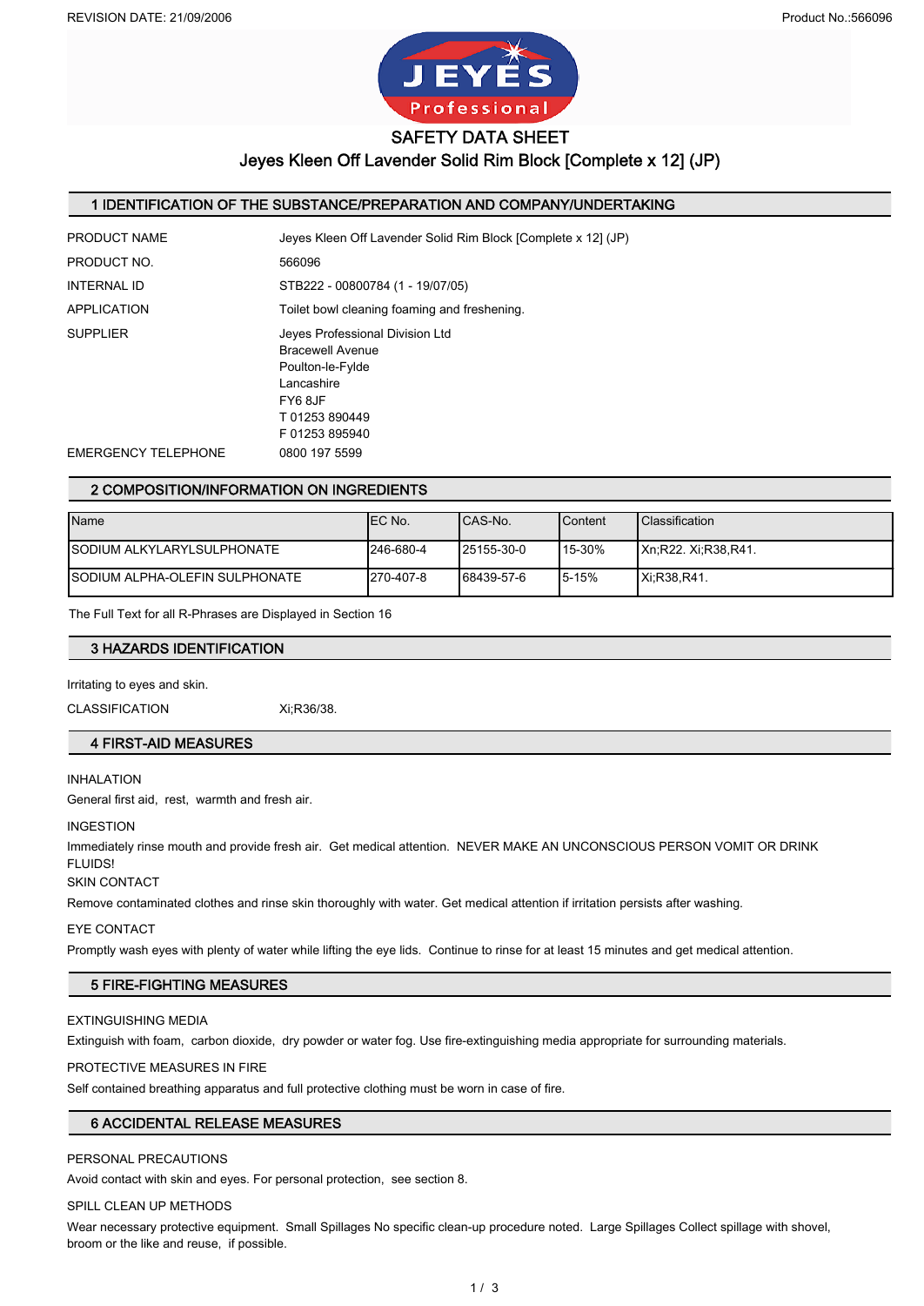# SAFETY DATA SHEET

## Jeyes Kleen Off Lavender Solid Rim Block [Complete x 12] (JP)

## 1 IDENTIFICATION OF THE SUBSTANCE/PREPARATION AND COMPANY/UNDERTAKING

PRODUCT NAME: Jeyes Kleen Off Lavender Solid Rim Block [Complete x 12] (JP)

PRODUCT NO.: 566096

INTERNAL ID: STB222 - 00800784 (1 - 19/07/05)

APPLICATION: Toilet bowl cleaning foaming and freshening.

SUPPLIER:
Jeyes Professional Division Ltd
Bracewell Avenue
Poulton-le-Fylde
Lancashire
FY6 8JF
T 01253 890449
F 01253 895940

EMERGENCY TELEPHONE: 0800 197 5599

## 2 COMPOSITION/INFORMATION ON INGREDIENTS

| Name | EC No. | CAS-No. | Content | Classification |
|---|---|---|---|---|
| SODIUM ALKYLARYLSULPHONATE | 246-680-4 | 25155-30-0 | 15-30% | Xn;R22. Xi;R38,R41. |
| SODIUM ALPHA-OLEFIN SULPHONATE | 270-407-8 | 68439-57-6 | 5-15% | Xi;R38,R41. |

The Full Text for all R-Phrases are Displayed in Section 16

## 3 HAZARDS IDENTIFICATION

Irritating to eyes and skin.

CLASSIFICATION: Xi;R36/38.

## 4 FIRST-AID MEASURES

INHALATION

General first aid, rest, warmth and fresh air.

INGESTION

Immediately rinse mouth and provide fresh air. Get medical attention. NEVER MAKE AN UNCONSCIOUS PERSON VOMIT OR DRINK FLUIDS!

SKIN CONTACT

Remove contaminated clothes and rinse skin thoroughly with water. Get medical attention if irritation persists after washing.

EYE CONTACT

Promptly wash eyes with plenty of water while lifting the eye lids. Continue to rinse for at least 15 minutes and get medical attention.

## 5 FIRE-FIGHTING MEASURES

EXTINGUISHING MEDIA

Extinguish with foam, carbon dioxide, dry powder or water fog. Use fire-extinguishing media appropriate for surrounding materials.

PROTECTIVE MEASURES IN FIRE

Self contained breathing apparatus and full protective clothing must be worn in case of fire.

## 6 ACCIDENTAL RELEASE MEASURES

PERSONAL PRECAUTIONS

Avoid contact with skin and eyes. For personal protection, see section 8.

SPILL CLEAN UP METHODS

Wear necessary protective equipment. Small Spillages No specific clean-up procedure noted. Large Spillages Collect spillage with shovel, broom or the like and reuse, if possible.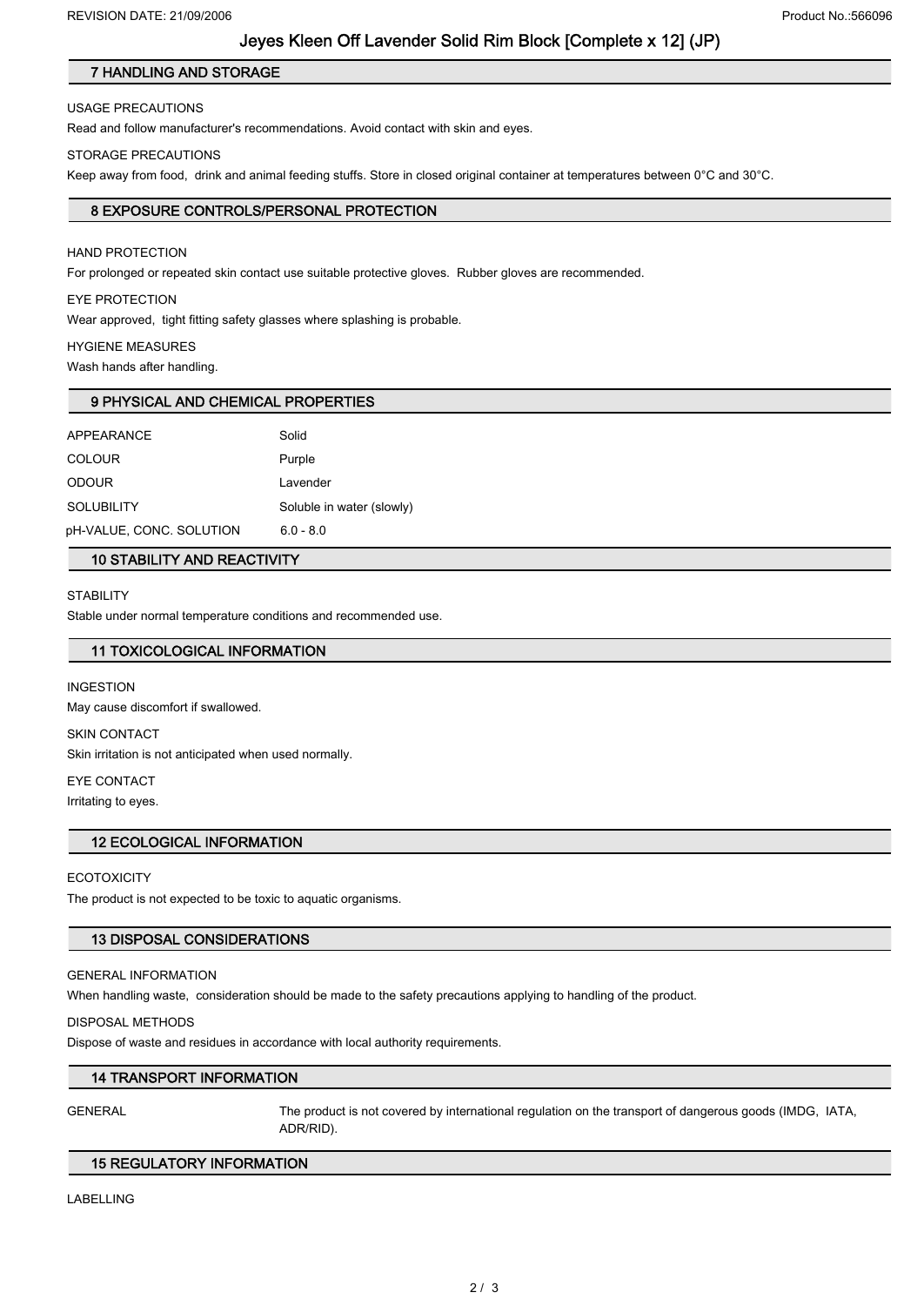## 7 HANDLING AND STORAGE

USAGE PRECAUTIONS

Read and follow manufacturer's recommendations. Avoid contact with skin and eyes.

STORAGE PRECAUTIONS

Keep away from food, drink and animal feeding stuffs. Store in closed original container at temperatures between 0°C and 30°C.

## 8 EXPOSURE CONTROLS/PERSONAL PROTECTION

HAND PROTECTION

For prolonged or repeated skin contact use suitable protective gloves. Rubber gloves are recommended.

EYE PROTECTION

Wear approved, tight fitting safety glasses where splashing is probable.

HYGIENE MEASURES

Wash hands after handling.

## 9 PHYSICAL AND CHEMICAL PROPERTIES

| | |
|---|---|
| APPEARANCE | Solid |
| COLOUR | Purple |
| ODOUR | Lavender |
| SOLUBILITY | Soluble in water (slowly) |
| pH-VALUE, CONC. SOLUTION | 6.0 - 8.0 |

## 10 STABILITY AND REACTIVITY

STABILITY

Stable under normal temperature conditions and recommended use.

## 11 TOXICOLOGICAL INFORMATION

INGESTION

May cause discomfort if swallowed.

SKIN CONTACT

Skin irritation is not anticipated when used normally.

EYE CONTACT

Irritating to eyes.

## 12 ECOLOGICAL INFORMATION

ECOTOXICITY

The product is not expected to be toxic to aquatic organisms.

## 13 DISPOSAL CONSIDERATIONS

GENERAL INFORMATION

When handling waste, consideration should be made to the safety precautions applying to handling of the product.

DISPOSAL METHODS

Dispose of waste and residues in accordance with local authority requirements.

## 14 TRANSPORT INFORMATION

| | |
|---|---|
| GENERAL | The product is not covered by international regulation on the transport of dangerous goods (IMDG, IATA, ADR/RID). |

## 15 REGULATORY INFORMATION

LABELLING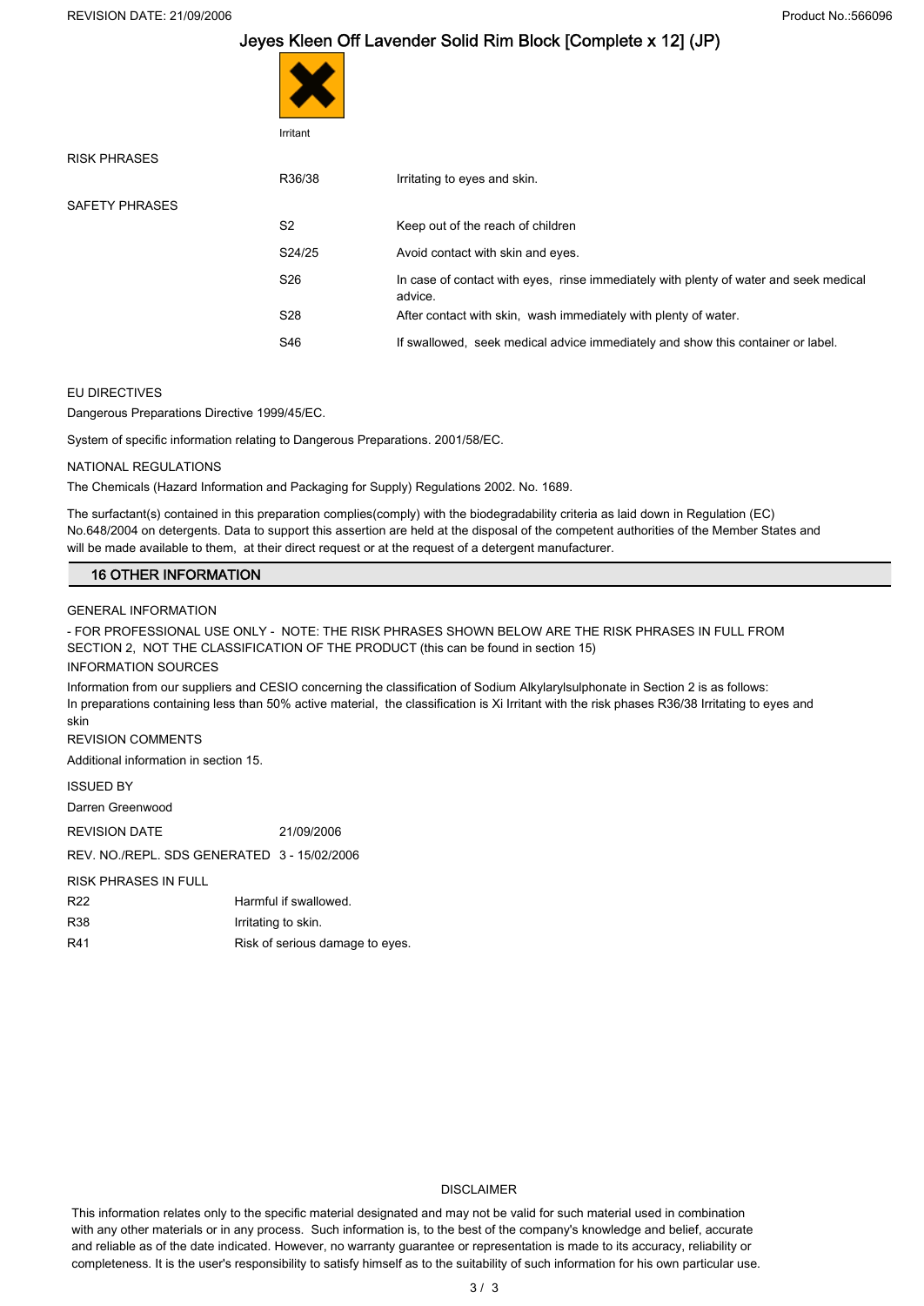Irritant

RISK PHRASES

| | |
|---|---|
| R36/38 | Irritating to eyes and skin. |

SAFETY PHRASES

| | |
|---|---|
| S2 | Keep out of the reach of children |
| S24/25 | Avoid contact with skin and eyes. |
| S26 | In case of contact with eyes, rinse immediately with plenty of water and seek medical advice. |
| S28 | After contact with skin, wash immediately with plenty of water. |
| S46 | If swallowed, seek medical advice immediately and show this container or label. |

EU DIRECTIVES

Dangerous Preparations Directive 1999/45/EC.

System of specific information relating to Dangerous Preparations. 2001/58/EC.

NATIONAL REGULATIONS

The Chemicals (Hazard Information and Packaging for Supply) Regulations 2002. No. 1689.

The surfactant(s) contained in this preparation complies(comply) with the biodegradability criteria as laid down in Regulation (EC) No.648/2004 on detergents. Data to support this assertion are held at the disposal of the competent authorities of the Member States and will be made available to them, at their direct request or at the request of a detergent manufacturer.

## 16 OTHER INFORMATION

GENERAL INFORMATION

- FOR PROFESSIONAL USE ONLY - NOTE: THE RISK PHRASES SHOWN BELOW ARE THE RISK PHRASES IN FULL FROM SECTION 2, NOT THE CLASSIFICATION OF THE PRODUCT (this can be found in section 15)

INFORMATION SOURCES

Information from our suppliers and CESIO concerning the classification of Sodium Alkylarylsulphonate in Section 2 is as follows:
In preparations containing less than 50% active material, the classification is Xi Irritant with the risk phases R36/38 Irritating to eyes and skin

REVISION COMMENTS

Additional information in section 15.

ISSUED BY

Darren Greenwood

| | |
|---|---|
| REVISION DATE | 21/09/2006 |
| REV. NO./REPL. SDS GENERATED | 3 - 15/02/2006 |

RISK PHRASES IN FULL

| | |
|---|---|
| R22 | Harmful if swallowed. |
| R38 | Irritating to skin. |
| R41 | Risk of serious damage to eyes. |

DISCLAIMER

This information relates only to the specific material designated and may not be valid for such material used in combination with any other materials or in any process. Such information is, to the best of the company's knowledge and belief, accurate and reliable as of the date indicated. However, no warranty guarantee or representation is made to its accuracy, reliability or completeness. It is the user's responsibility to satisfy himself as to the suitability of such information for his own particular use.